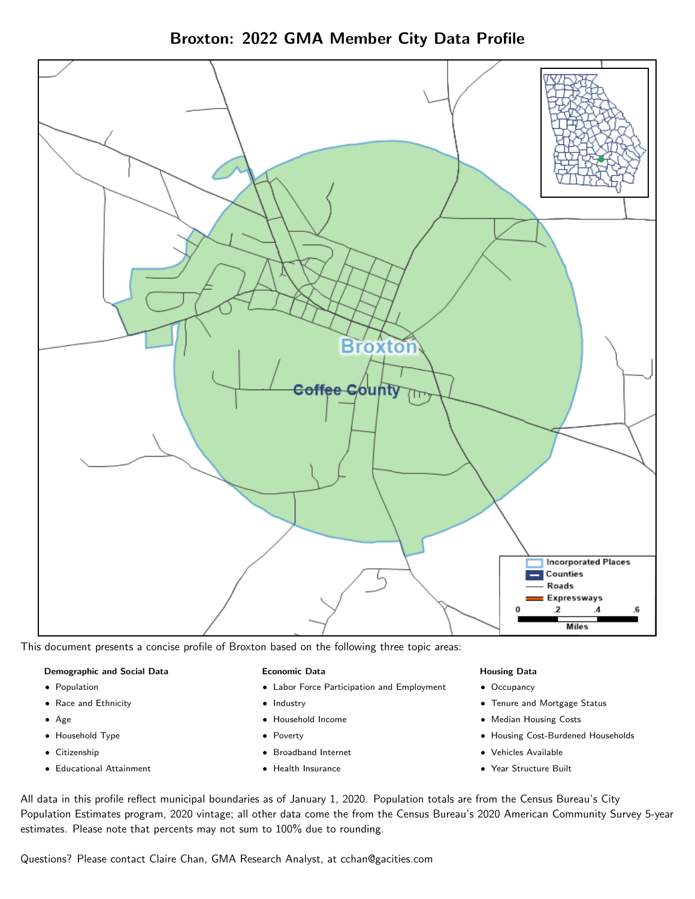# Broxton: 2022 GMA Member City Data Profile

This document presents a concise profile of Broxton based on the following three topic areas:

**Demographic and Social Data**

- Population
- Race and Ethnicity
- Age
- Household Type
- Citizenship
- Educational Attainment

**Economic Data**

- Labor Force Participation and Employment
- Industry
- Household Income
- Poverty
- Broadband Internet
- Health Insurance

**Housing Data**

- Occupancy
- Tenure and Mortgage Status
- Median Housing Costs
- Housing Cost-Burdened Households
- Vehicles Available
- Year Structure Built

All data in this profile reflect municipal boundaries as of January 1, 2020. Population totals are from the Census Bureau's City Population Estimates program, 2020 vintage; all other data come the from the Census Bureau's 2020 American Community Survey 5-year estimates. Please note that percents may not sum to 100% due to rounding.

Questions? Please contact Claire Chan, GMA Research Analyst, at cchan@gacities.com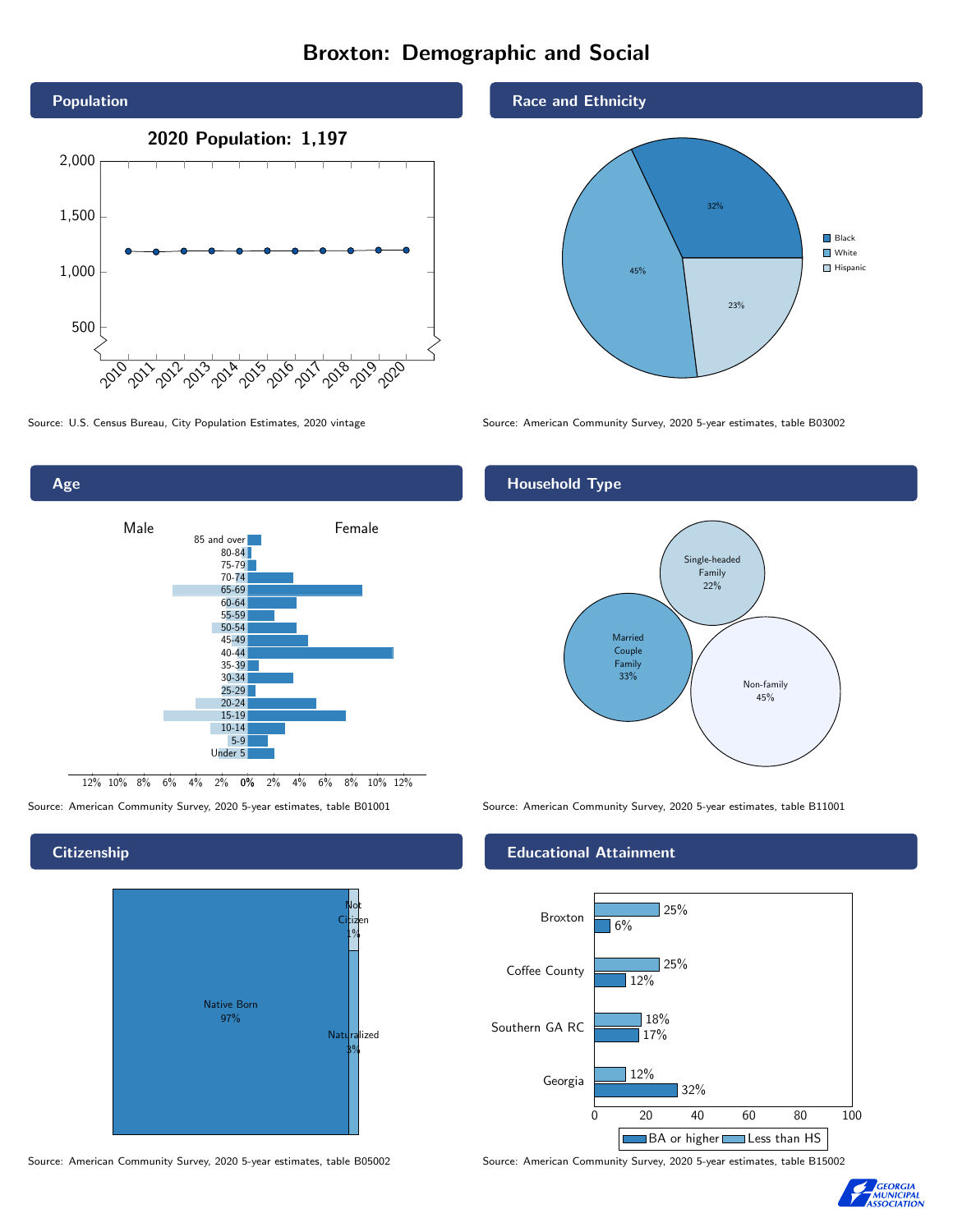# Broxton: Demographic and Social

## Population

2020 Population: 1,197

Source: U.S. Census Bureau, City Population Estimates, 2020 vintage

## Race and Ethnicity

| Race/Ethnicity | Percent |
|---|---|
| Black | 32% |
| White | 45% |
| Hispanic | 23% |

Source: American Community Survey, 2020 5-year estimates, table B03002

## Age

Source: American Community Survey, 2020 5-year estimates, table B01001

## Household Type

| Household Type | Percent |
|---|---|
| Single-headed Family | 22% |
| Married Couple Family | 33% |
| Non-family | 45% |

Source: American Community Survey, 2020 5-year estimates, table B11001

## Citizenship

| Citizenship | Percent |
|---|---|
| Native Born | 97% |
| Not Citizen | 1% |
| Naturalized | 3% |

Source: American Community Survey, 2020 5-year estimates, table B05002

## Educational Attainment

| | BA or higher | Less than HS |
|---|---|---|
| Broxton | 6% | 25% |
| Coffee County | 12% | 25% |
| Southern GA RC | 17% | 18% |
| Georgia | 32% | 12% |

Source: American Community Survey, 2020 5-year estimates, table B15002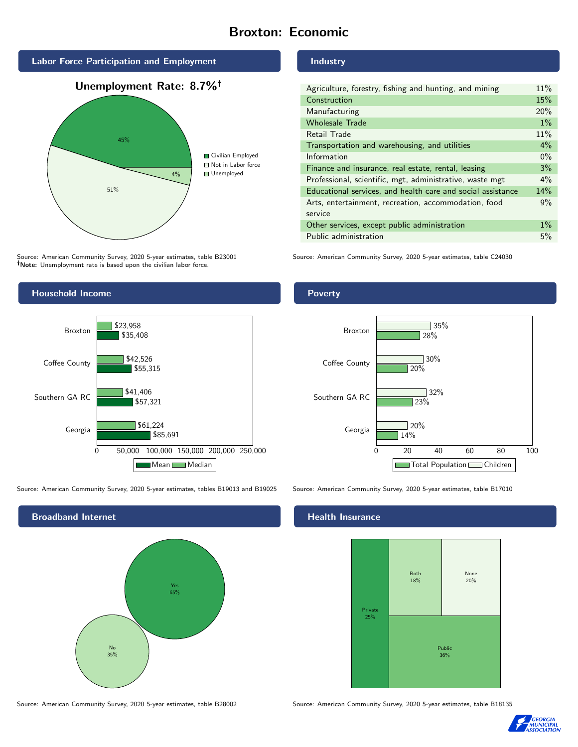# Broxton: Economic

## Labor Force Participation and Employment

**Unemployment Rate: 8.7%†**

| Category | Percent |
| --- | --- |
| Civilian Employed | 45% |
| Not in Labor force | 51% |
| Unemployed | 4% |

Source: American Community Survey, 2020 5-year estimates, table B23001
**†Note:** Unemployment rate is based upon the civilian labor force.

## Industry

| Industry | Percent |
| --- | --- |
| Agriculture, forestry, fishing and hunting, and mining | 11% |
| Construction | 15% |
| Manufacturing | 20% |
| Wholesale Trade | 1% |
| Retail Trade | 11% |
| Transportation and warehousing, and utilities | 4% |
| Information | 0% |
| Finance and insurance, real estate, rental, leasing | 3% |
| Professional, scientific, mgt, administrative, waste mgt | 4% |
| Educational services, and health care and social assistance | 14% |
| Arts, entertainment, recreation, accommodation, food service | 9% |
| Other services, except public administration | 1% |
| Public administration | 5% |

Source: American Community Survey, 2020 5-year estimates, table C24030

## Household Income

| | Median | Mean |
| --- | --- | --- |
| Broxton | $23,958 | $35,408 |
| Coffee County | $42,526 | $55,315 |
| Southern GA RC | $41,406 | $57,321 |
| Georgia | $61,224 | $85,691 |

Source: American Community Survey, 2020 5-year estimates, tables B19013 and B19025

## Poverty

| | Children | Total Population |
| --- | --- | --- |
| Broxton | 35% | 28% |
| Coffee County | 30% | 20% |
| Southern GA RC | 32% | 23% |
| Georgia | 20% | 14% |

Source: American Community Survey, 2020 5-year estimates, table B17010

## Broadband Internet

| | Percent |
| --- | --- |
| Yes | 65% |
| No | 35% |

Source: American Community Survey, 2020 5-year estimates, table B28002

## Health Insurance

| | Percent |
| --- | --- |
| Private | 25% |
| Both | 18% |
| None | 20% |
| Public | 36% |

Source: American Community Survey, 2020 5-year estimates, table B18135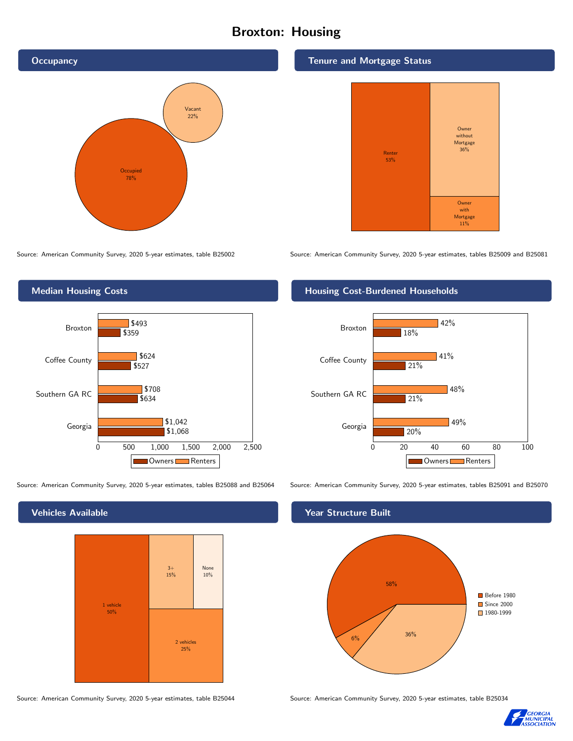# Broxton: Housing

## Occupancy

Vacant
22%

Occupied
78%

Source: American Community Survey, 2020 5-year estimates, table B25002

## Tenure and Mortgage Status

Renter
53%

Owner
without
Mortgage
36%

Owner
with
Mortgage
11%

Source: American Community Survey, 2020 5-year estimates, tables B25009 and B25081

## Median Housing Costs

Broxton
$493
$359

Coffee County
$624
$527

Southern GA RC
$708
$634

Georgia
$1,042
$1,068

0
500
1,000
1,500
2,000
2,500

Owners
Renters

Source: American Community Survey, 2020 5-year estimates, tables B25088 and B25064

## Housing Cost-Burdened Households

Broxton
42%
18%

Coffee County
41%
21%

Southern GA RC
48%
21%

Georgia
49%
20%

0
20
40
60
80
100

Owners
Renters

Source: American Community Survey, 2020 5-year estimates, tables B25091 and B25070

## Vehicles Available

1 vehicle
50%

3+
15%

None
10%

2 vehicles
25%

Source: American Community Survey, 2020 5-year estimates, table B25044

## Year Structure Built

58%
6%
36%

Before 1980
Since 2000
1980-1999

Source: American Community Survey, 2020 5-year estimates, table B25034